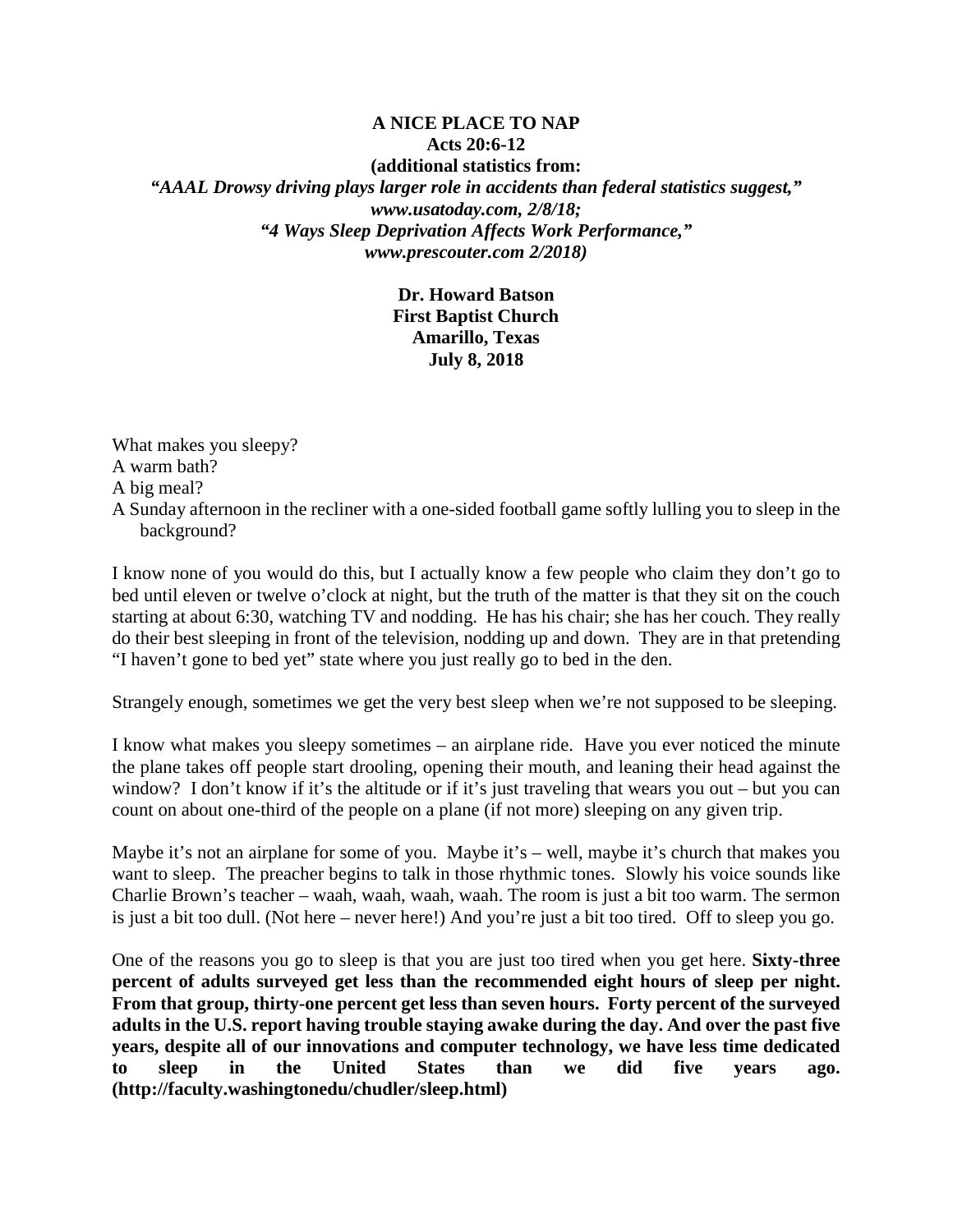**A NICE PLACE TO NAP**

**Acts 20:6-12**

**(additional statistics from:**

***"AAAL Drowsy driving plays larger role in accidents than federal statistics suggest," www.usatoday.com, 2/8/18;***

***"4 Ways Sleep Deprivation Affects Work Performance," www.prescouter.com 2/2018)***

**Dr. Howard Batson**
**First Baptist Church**
**Amarillo, Texas**
**July 8, 2018**

What makes you sleepy?
A warm bath?
A big meal?
A Sunday afternoon in the recliner with a one-sided football game softly lulling you to sleep in the background?

I know none of you would do this, but I actually know a few people who claim they don't go to bed until eleven or twelve o'clock at night, but the truth of the matter is that they sit on the couch starting at about 6:30, watching TV and nodding. He has his chair; she has her couch. They really do their best sleeping in front of the television, nodding up and down. They are in that pretending "I haven't gone to bed yet" state where you just really go to bed in the den.

Strangely enough, sometimes we get the very best sleep when we're not supposed to be sleeping.

I know what makes you sleepy sometimes – an airplane ride. Have you ever noticed the minute the plane takes off people start drooling, opening their mouth, and leaning their head against the window? I don't know if it's the altitude or if it's just traveling that wears you out – but you can count on about one-third of the people on a plane (if not more) sleeping on any given trip.

Maybe it's not an airplane for some of you. Maybe it's – well, maybe it's church that makes you want to sleep. The preacher begins to talk in those rhythmic tones. Slowly his voice sounds like Charlie Brown's teacher – waah, waah, waah, waah. The room is just a bit too warm. The sermon is just a bit too dull. (Not here – never here!) And you're just a bit too tired. Off to sleep you go.

One of the reasons you go to sleep is that you are just too tired when you get here. **Sixty-three percent of adults surveyed get less than the recommended eight hours of sleep per night. From that group, thirty-one percent get less than seven hours. Forty percent of the surveyed adults in the U.S. report having trouble staying awake during the day. And over the past five years, despite all of our innovations and computer technology, we have less time dedicated to sleep in the United States than we did five years ago. (http://faculty.washingtonedu/chudler/sleep.html)**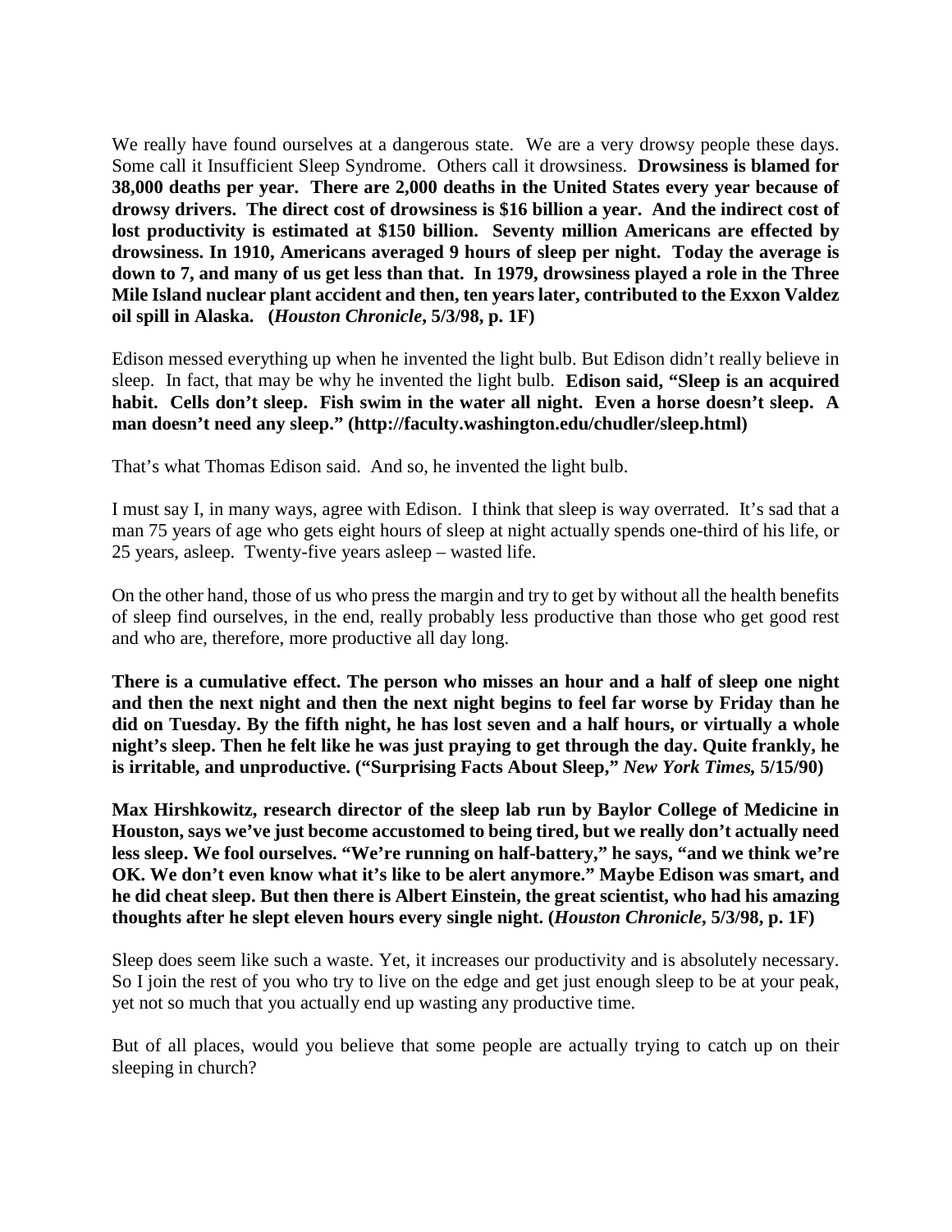We really have found ourselves at a dangerous state. We are a very drowsy people these days. Some call it Insufficient Sleep Syndrome. Others call it drowsiness. **Drowsiness is blamed for 38,000 deaths per year. There are 2,000 deaths in the United States every year because of drowsy drivers. The direct cost of drowsiness is $16 billion a year. And the indirect cost of lost productivity is estimated at $150 billion. Seventy million Americans are effected by drowsiness. In 1910, Americans averaged 9 hours of sleep per night. Today the average is down to 7, and many of us get less than that. In 1979, drowsiness played a role in the Three Mile Island nuclear plant accident and then, ten years later, contributed to the Exxon Valdez oil spill in Alaska. (*Houston Chronicle*, 5/3/98, p. 1F)**

Edison messed everything up when he invented the light bulb. But Edison didn't really believe in sleep. In fact, that may be why he invented the light bulb. **Edison said, "Sleep is an acquired habit. Cells don't sleep. Fish swim in the water all night. Even a horse doesn't sleep. A man doesn't need any sleep." (http://faculty.washington.edu/chudler/sleep.html)**

That's what Thomas Edison said. And so, he invented the light bulb.

I must say I, in many ways, agree with Edison. I think that sleep is way overrated. It's sad that a man 75 years of age who gets eight hours of sleep at night actually spends one-third of his life, or 25 years, asleep. Twenty-five years asleep – wasted life.

On the other hand, those of us who press the margin and try to get by without all the health benefits of sleep find ourselves, in the end, really probably less productive than those who get good rest and who are, therefore, more productive all day long.

**There is a cumulative effect. The person who misses an hour and a half of sleep one night and then the next night and then the next night begins to feel far worse by Friday than he did on Tuesday. By the fifth night, he has lost seven and a half hours, or virtually a whole night's sleep. Then he felt like he was just praying to get through the day. Quite frankly, he is irritable, and unproductive. ("Surprising Facts About Sleep," *New York Times,* 5/15/90)**

**Max Hirshkowitz, research director of the sleep lab run by Baylor College of Medicine in Houston, says we've just become accustomed to being tired, but we really don't actually need less sleep. We fool ourselves. "We're running on half-battery," he says, "and we think we're OK. We don't even know what it's like to be alert anymore." Maybe Edison was smart, and he did cheat sleep. But then there is Albert Einstein, the great scientist, who had his amazing thoughts after he slept eleven hours every single night. (*Houston Chronicle*, 5/3/98, p. 1F)**

Sleep does seem like such a waste. Yet, it increases our productivity and is absolutely necessary. So I join the rest of you who try to live on the edge and get just enough sleep to be at your peak, yet not so much that you actually end up wasting any productive time.

But of all places, would you believe that some people are actually trying to catch up on their sleeping in church?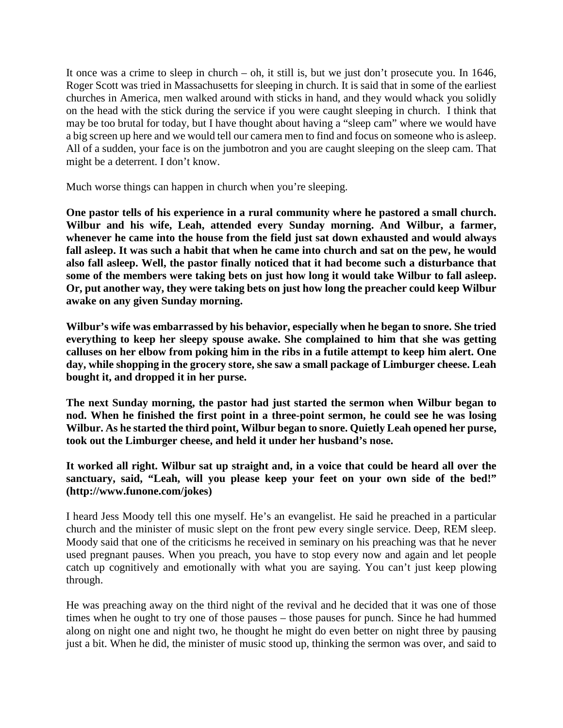It once was a crime to sleep in church – oh, it still is, but we just don't prosecute you. In 1646, Roger Scott was tried in Massachusetts for sleeping in church. It is said that in some of the earliest churches in America, men walked around with sticks in hand, and they would whack you solidly on the head with the stick during the service if you were caught sleeping in church. I think that may be too brutal for today, but I have thought about having a "sleep cam" where we would have a big screen up here and we would tell our camera men to find and focus on someone who is asleep. All of a sudden, your face is on the jumbotron and you are caught sleeping on the sleep cam. That might be a deterrent. I don't know.

Much worse things can happen in church when you're sleeping.

**One pastor tells of his experience in a rural community where he pastored a small church. Wilbur and his wife, Leah, attended every Sunday morning. And Wilbur, a farmer, whenever he came into the house from the field just sat down exhausted and would always fall asleep. It was such a habit that when he came into church and sat on the pew, he would also fall asleep. Well, the pastor finally noticed that it had become such a disturbance that some of the members were taking bets on just how long it would take Wilbur to fall asleep. Or, put another way, they were taking bets on just how long the preacher could keep Wilbur awake on any given Sunday morning.**

**Wilbur's wife was embarrassed by his behavior, especially when he began to snore. She tried everything to keep her sleepy spouse awake. She complained to him that she was getting calluses on her elbow from poking him in the ribs in a futile attempt to keep him alert. One day, while shopping in the grocery store, she saw a small package of Limburger cheese. Leah bought it, and dropped it in her purse.**

**The next Sunday morning, the pastor had just started the sermon when Wilbur began to nod. When he finished the first point in a three-point sermon, he could see he was losing Wilbur. As he started the third point, Wilbur began to snore. Quietly Leah opened her purse, took out the Limburger cheese, and held it under her husband's nose.**

**It worked all right. Wilbur sat up straight and, in a voice that could be heard all over the sanctuary, said, "Leah, will you please keep your feet on your own side of the bed!" (http://www.funone.com/jokes)**

I heard Jess Moody tell this one myself. He's an evangelist. He said he preached in a particular church and the minister of music slept on the front pew every single service. Deep, REM sleep. Moody said that one of the criticisms he received in seminary on his preaching was that he never used pregnant pauses. When you preach, you have to stop every now and again and let people catch up cognitively and emotionally with what you are saying. You can't just keep plowing through.

He was preaching away on the third night of the revival and he decided that it was one of those times when he ought to try one of those pauses – those pauses for punch. Since he had hummed along on night one and night two, he thought he might do even better on night three by pausing just a bit. When he did, the minister of music stood up, thinking the sermon was over, and said to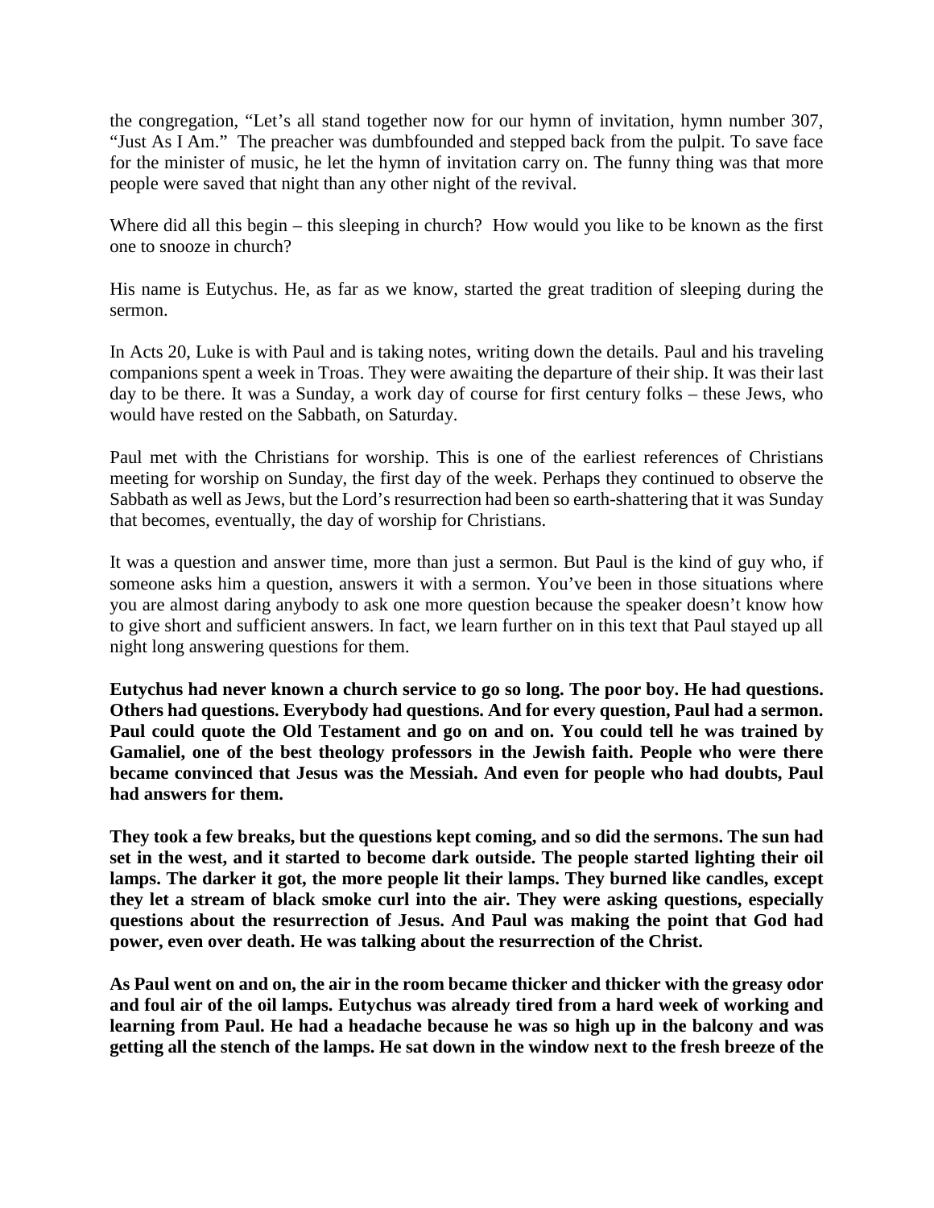the congregation, "Let's all stand together now for our hymn of invitation, hymn number 307, "Just As I Am." The preacher was dumbfounded and stepped back from the pulpit. To save face for the minister of music, he let the hymn of invitation carry on. The funny thing was that more people were saved that night than any other night of the revival.

Where did all this begin – this sleeping in church? How would you like to be known as the first one to snooze in church?

His name is Eutychus. He, as far as we know, started the great tradition of sleeping during the sermon.

In Acts 20, Luke is with Paul and is taking notes, writing down the details. Paul and his traveling companions spent a week in Troas. They were awaiting the departure of their ship. It was their last day to be there. It was a Sunday, a work day of course for first century folks – these Jews, who would have rested on the Sabbath, on Saturday.

Paul met with the Christians for worship. This is one of the earliest references of Christians meeting for worship on Sunday, the first day of the week. Perhaps they continued to observe the Sabbath as well as Jews, but the Lord's resurrection had been so earth-shattering that it was Sunday that becomes, eventually, the day of worship for Christians.

It was a question and answer time, more than just a sermon. But Paul is the kind of guy who, if someone asks him a question, answers it with a sermon. You've been in those situations where you are almost daring anybody to ask one more question because the speaker doesn't know how to give short and sufficient answers. In fact, we learn further on in this text that Paul stayed up all night long answering questions for them.

**Eutychus had never known a church service to go so long. The poor boy. He had questions. Others had questions. Everybody had questions. And for every question, Paul had a sermon. Paul could quote the Old Testament and go on and on. You could tell he was trained by Gamaliel, one of the best theology professors in the Jewish faith. People who were there became convinced that Jesus was the Messiah. And even for people who had doubts, Paul had answers for them.**

**They took a few breaks, but the questions kept coming, and so did the sermons. The sun had set in the west, and it started to become dark outside. The people started lighting their oil lamps. The darker it got, the more people lit their lamps. They burned like candles, except they let a stream of black smoke curl into the air. They were asking questions, especially questions about the resurrection of Jesus. And Paul was making the point that God had power, even over death. He was talking about the resurrection of the Christ.**

**As Paul went on and on, the air in the room became thicker and thicker with the greasy odor and foul air of the oil lamps. Eutychus was already tired from a hard week of working and learning from Paul. He had a headache because he was so high up in the balcony and was getting all the stench of the lamps. He sat down in the window next to the fresh breeze of the**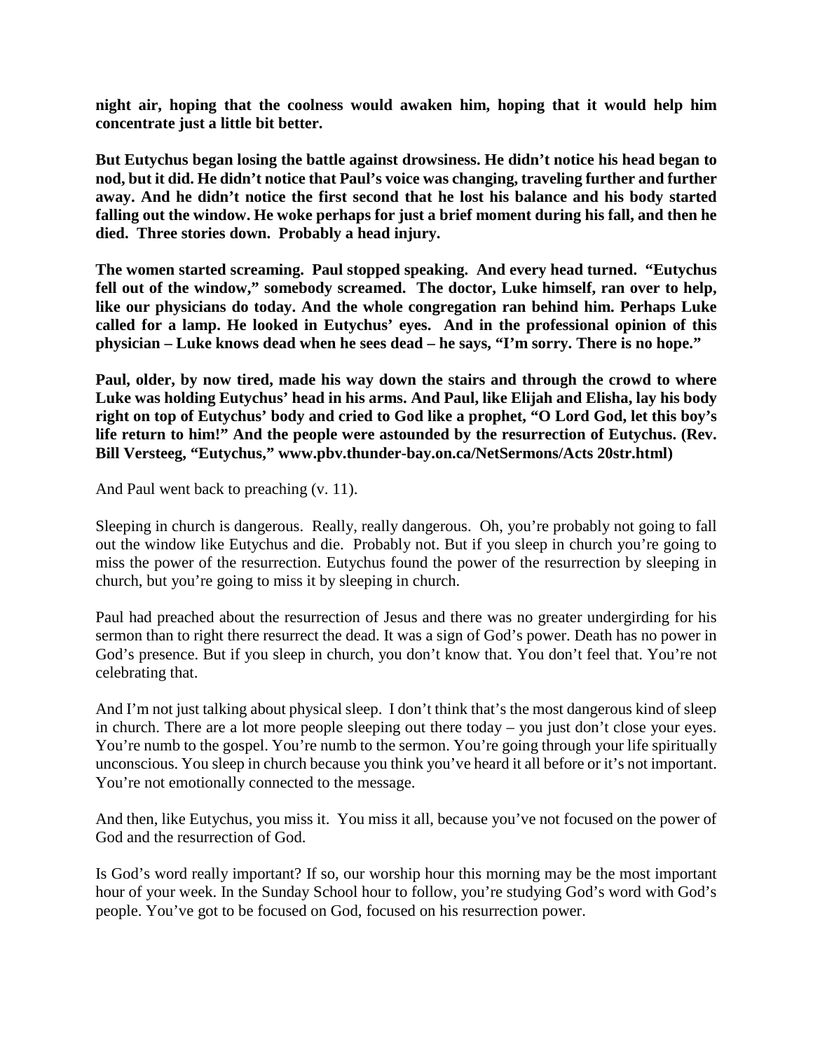**night air, hoping that the coolness would awaken him, hoping that it would help him concentrate just a little bit better.**

**But Eutychus began losing the battle against drowsiness. He didn't notice his head began to nod, but it did. He didn't notice that Paul's voice was changing, traveling further and further away. And he didn't notice the first second that he lost his balance and his body started falling out the window. He woke perhaps for just a brief moment during his fall, and then he died. Three stories down. Probably a head injury.**

**The women started screaming. Paul stopped speaking. And every head turned. "Eutychus fell out of the window," somebody screamed. The doctor, Luke himself, ran over to help, like our physicians do today. And the whole congregation ran behind him. Perhaps Luke called for a lamp. He looked in Eutychus' eyes. And in the professional opinion of this physician – Luke knows dead when he sees dead – he says, "I'm sorry. There is no hope."**

**Paul, older, by now tired, made his way down the stairs and through the crowd to where Luke was holding Eutychus' head in his arms. And Paul, like Elijah and Elisha, lay his body right on top of Eutychus' body and cried to God like a prophet, "O Lord God, let this boy's life return to him!" And the people were astounded by the resurrection of Eutychus. (Rev. Bill Versteeg, "Eutychus," www.pbv.thunder-bay.on.ca/NetSermons/Acts 20str.html)**

And Paul went back to preaching (v. 11).

Sleeping in church is dangerous. Really, really dangerous. Oh, you're probably not going to fall out the window like Eutychus and die. Probably not. But if you sleep in church you're going to miss the power of the resurrection. Eutychus found the power of the resurrection by sleeping in church, but you're going to miss it by sleeping in church.

Paul had preached about the resurrection of Jesus and there was no greater undergirding for his sermon than to right there resurrect the dead. It was a sign of God's power. Death has no power in God's presence. But if you sleep in church, you don't know that. You don't feel that. You're not celebrating that.

And I'm not just talking about physical sleep. I don't think that's the most dangerous kind of sleep in church. There are a lot more people sleeping out there today – you just don't close your eyes. You're numb to the gospel. You're numb to the sermon. You're going through your life spiritually unconscious. You sleep in church because you think you've heard it all before or it's not important. You're not emotionally connected to the message.

And then, like Eutychus, you miss it. You miss it all, because you've not focused on the power of God and the resurrection of God.

Is God's word really important? If so, our worship hour this morning may be the most important hour of your week. In the Sunday School hour to follow, you're studying God's word with God's people. You've got to be focused on God, focused on his resurrection power.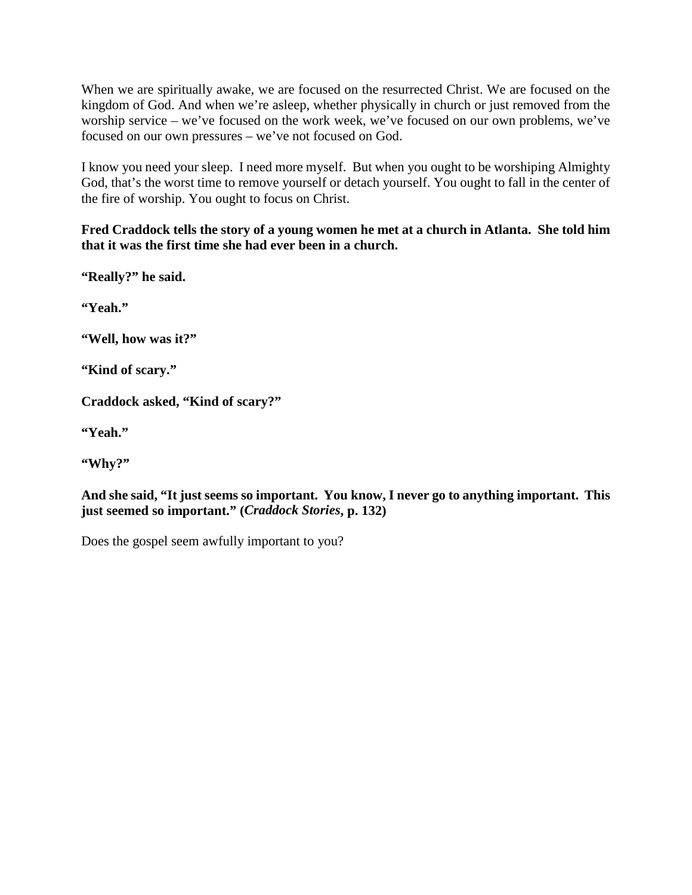When we are spiritually awake, we are focused on the resurrected Christ. We are focused on the kingdom of God. And when we're asleep, whether physically in church or just removed from the worship service – we've focused on the work week, we've focused on our own problems, we've focused on our own pressures – we've not focused on God.

I know you need your sleep. I need more myself. But when you ought to be worshiping Almighty God, that's the worst time to remove yourself or detach yourself. You ought to fall in the center of the fire of worship. You ought to focus on Christ.

**Fred Craddock tells the story of a young women he met at a church in Atlanta. She told him that it was the first time she had ever been in a church.**

**"Really?" he said.**

**"Yeah."**

**"Well, how was it?"**

**"Kind of scary."**

**Craddock asked, "Kind of scary?"**

**"Yeah."**

**"Why?"**

**And she said, "It just seems so important. You know, I never go to anything important. This just seemed so important." (*Craddock Stories*, p. 132)**

Does the gospel seem awfully important to you?